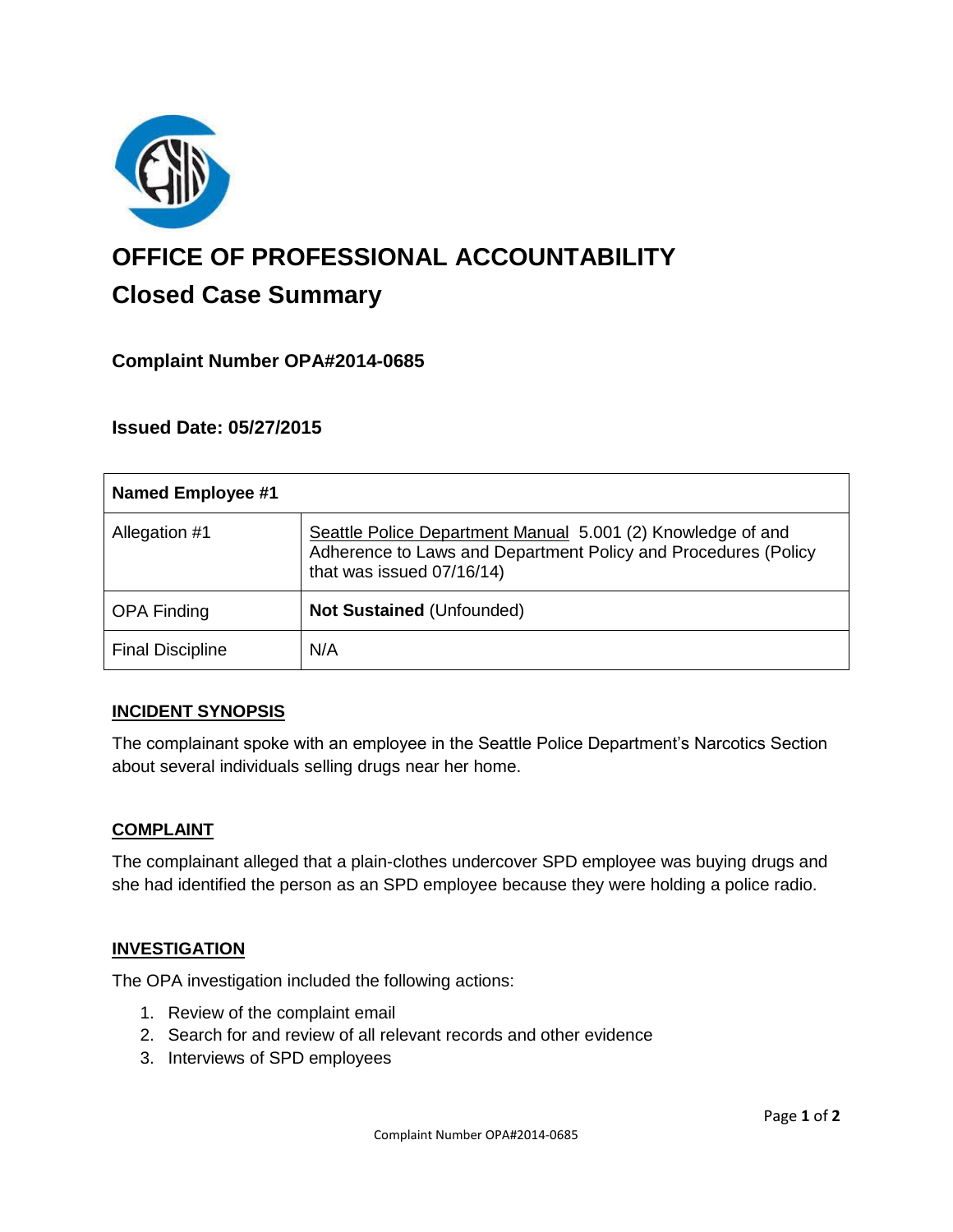# OFFICE OF PROFESSIONAL ACCOUNTABILITY

## Closed Case Summary

### Complaint Number OPA#2014-0685

### Issued Date: 05/27/2015

| **Named Employee #1** | |
|---|---|
| Allegation #1 | Seattle Police Department Manual 5.001 (2) Knowledge of and Adherence to Laws and Department Policy and Procedures (Policy that was issued 07/16/14) |
| OPA Finding | **Not Sustained** (Unfounded) |
| Final Discipline | N/A |

**INCIDENT SYNOPSIS**

The complainant spoke with an employee in the Seattle Police Department's Narcotics Section about several individuals selling drugs near her home.

**COMPLAINT**

The complainant alleged that a plain-clothes undercover SPD employee was buying drugs and she had identified the person as an SPD employee because they were holding a police radio.

**INVESTIGATION**

The OPA investigation included the following actions:

1. Review of the complaint email
2. Search for and review of all relevant records and other evidence
3. Interviews of SPD employees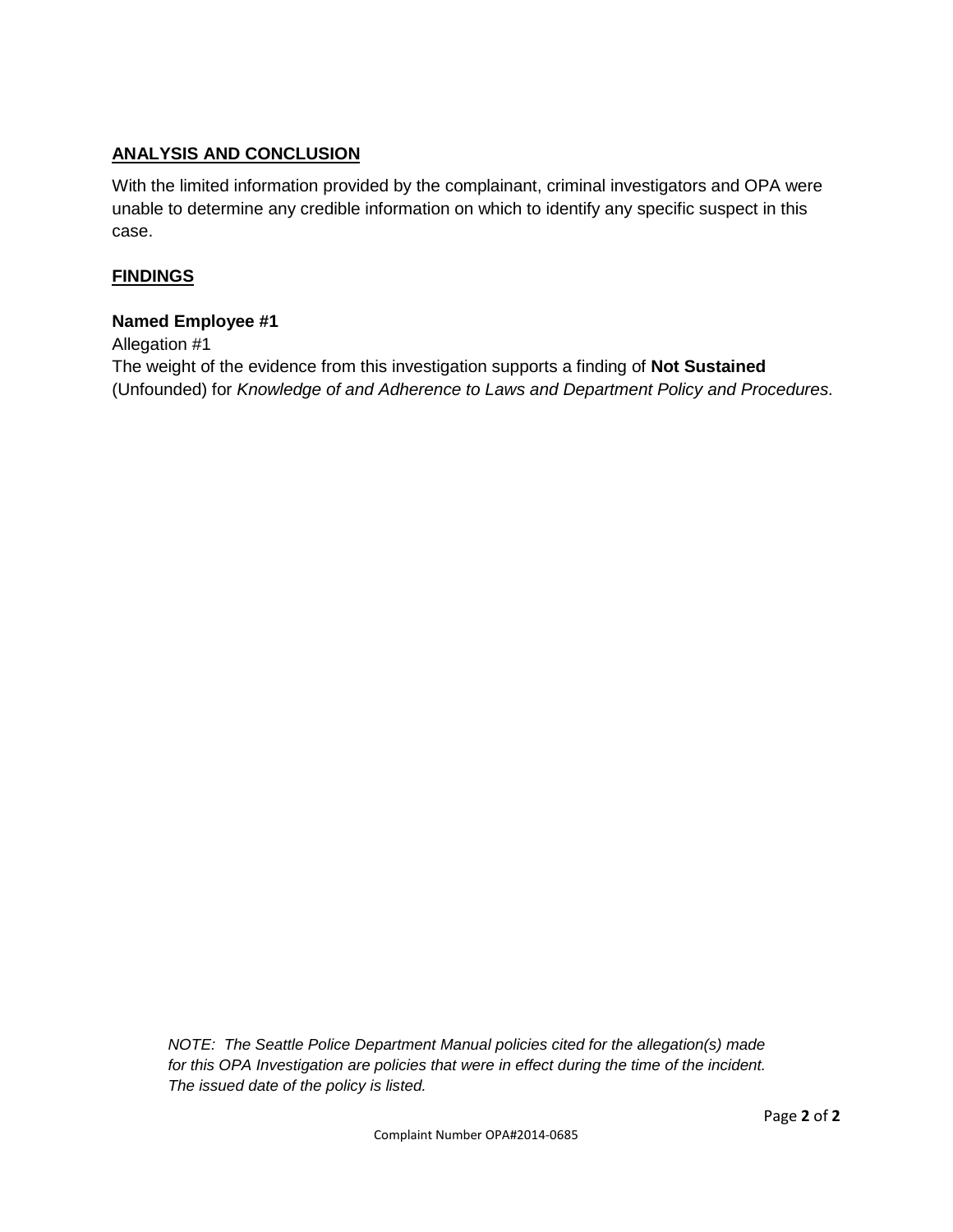## ANALYSIS AND CONCLUSION

With the limited information provided by the complainant, criminal investigators and OPA were unable to determine any credible information on which to identify any specific suspect in this case.

## FINDINGS

**Named Employee #1**

Allegation #1

The weight of the evidence from this investigation supports a finding of **Not Sustained** (Unfounded) for *Knowledge of and Adherence to Laws and Department Policy and Procedures.*

*NOTE: The Seattle Police Department Manual policies cited for the allegation(s) made for this OPA Investigation are policies that were in effect during the time of the incident. The issued date of the policy is listed.*

Complaint Number OPA#2014-0685